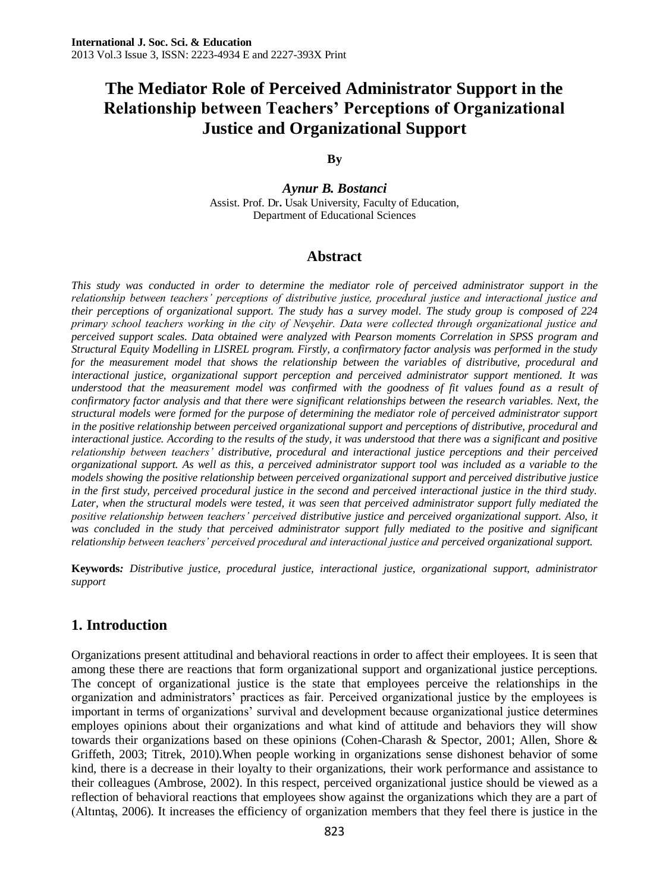# The Mediator Role of Perceived Administrator Support in the Relationship between Teachers' Perceptions of Organizational Justice and Organizational Support

**By**

***Aynur B. Bostanci***

Assist. Prof. Dr**.** Usak University, Faculty of Education, Department of Educational Sciences

## Abstract

*This study was conducted in order to determine the mediator role of perceived administrator support in the relationship between teachers' perceptions of distributive justice, procedural justice and interactional justice and their perceptions of organizational support. The study has a survey model. The study group is composed of 224 primary school teachers working in the city of Nevşehir. Data were collected through organizational justice and perceived support scales. Data obtained were analyzed with Pearson moments Correlation in SPSS program and Structural Equity Modelling in LISREL program. Firstly, a confirmatory factor analysis was performed in the study for the measurement model that shows the relationship between the variables of distributive, procedural and interactional justice, organizational support perception and perceived administrator support mentioned. It was understood that the measurement model was confirmed with the goodness of fit values found as a result of confirmatory factor analysis and that there were significant relationships between the research variables. Next, the structural models were formed for the purpose of determining the mediator role of perceived administrator support in the positive relationship between perceived organizational support and perceptions of distributive, procedural and interactional justice. According to the results of the study, it was understood that there was a significant and positive relationship between teachers' distributive, procedural and interactional justice perceptions and their perceived organizational support. As well as this, a perceived administrator support tool was included as a variable to the models showing the positive relationship between perceived organizational support and perceived distributive justice in the first study, perceived procedural justice in the second and perceived interactional justice in the third study. Later, when the structural models were tested, it was seen that perceived administrator support fully mediated the positive relationship between teachers' perceived distributive justice and perceived organizational support. Also, it was concluded in the study that perceived administrator support fully mediated to the positive and significant relationship between teachers' perceived procedural and interactional justice and perceived organizational support.*

**Keywords***: Distributive justice, procedural justice, interactional justice, organizational support, administrator support*

## 1. Introduction

Organizations present attitudinal and behavioral reactions in order to affect their employees. It is seen that among these there are reactions that form organizational support and organizational justice perceptions. The concept of organizational justice is the state that employees perceive the relationships in the organization and administrators' practices as fair. Perceived organizational justice by the employees is important in terms of organizations' survival and development because organizational justice determines employes opinions about their organizations and what kind of attitude and behaviors they will show towards their organizations based on these opinions (Cohen-Charash & Spector, 2001; Allen, Shore & Griffeth, 2003; Titrek, 2010).When people working in organizations sense dishonest behavior of some kind, there is a decrease in their loyalty to their organizations, their work performance and assistance to their colleagues (Ambrose, 2002). In this respect, perceived organizational justice should be viewed as a reflection of behavioral reactions that employees show against the organizations which they are a part of (Altıntaş, 2006). It increases the efficiency of organization members that they feel there is justice in the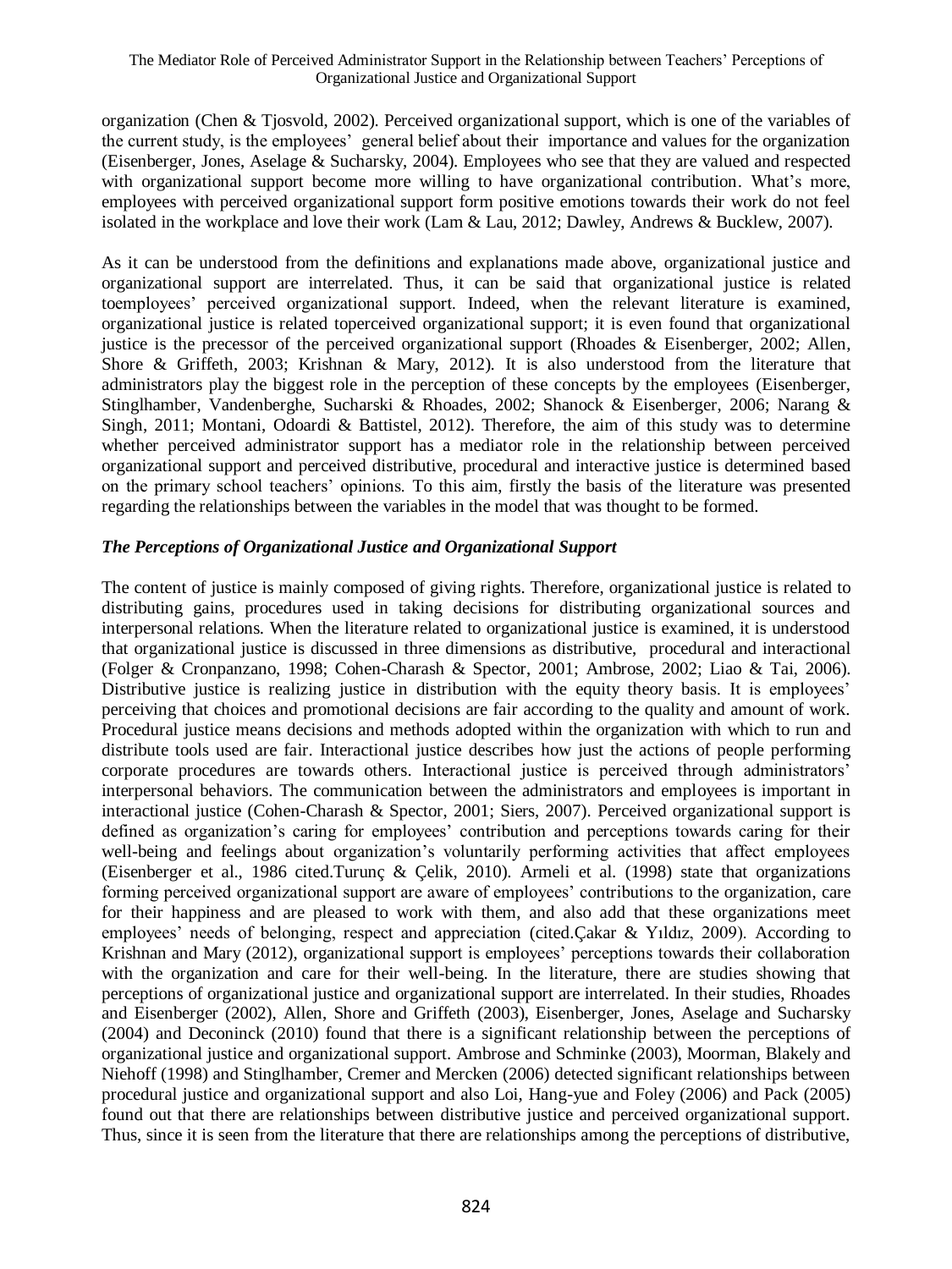organization (Chen & Tjosvold, 2002). Perceived organizational support, which is one of the variables of the current study, is the employees' general belief about their importance and values for the organization (Eisenberger, Jones, Aselage & Sucharsky, 2004). Employees who see that they are valued and respected with organizational support become more willing to have organizational contribution. What's more, employees with perceived organizational support form positive emotions towards their work do not feel isolated in the workplace and love their work (Lam & Lau, 2012; Dawley, Andrews & Bucklew, 2007).

As it can be understood from the definitions and explanations made above, organizational justice and organizational support are interrelated. Thus, it can be said that organizational justice is related toemployees' perceived organizational support. Indeed, when the relevant literature is examined, organizational justice is related toperceived organizational support; it is even found that organizational justice is the precessor of the perceived organizational support (Rhoades & Eisenberger, 2002; Allen, Shore & Griffeth, 2003; Krishnan & Mary, 2012). It is also understood from the literature that administrators play the biggest role in the perception of these concepts by the employees (Eisenberger, Stinglhamber, Vandenberghe, Sucharski & Rhoades, 2002; Shanock & Eisenberger, 2006; Narang & Singh, 2011; Montani, Odoardi & Battistel, 2012). Therefore, the aim of this study was to determine whether perceived administrator support has a mediator role in the relationship between perceived organizational support and perceived distributive, procedural and interactive justice is determined based on the primary school teachers' opinions. To this aim, firstly the basis of the literature was presented regarding the relationships between the variables in the model that was thought to be formed.

### *The Perceptions of Organizational Justice and Organizational Support*

The content of justice is mainly composed of giving rights. Therefore, organizational justice is related to distributing gains, procedures used in taking decisions for distributing organizational sources and interpersonal relations. When the literature related to organizational justice is examined, it is understood that organizational justice is discussed in three dimensions as distributive, procedural and interactional (Folger & Cronpanzano, 1998; Cohen-Charash & Spector, 2001; Ambrose, 2002; Liao & Tai, 2006). Distributive justice is realizing justice in distribution with the equity theory basis. It is employees' perceiving that choices and promotional decisions are fair according to the quality and amount of work. Procedural justice means decisions and methods adopted within the organization with which to run and distribute tools used are fair. Interactional justice describes how just the actions of people performing corporate procedures are towards others. Interactional justice is perceived through administrators' interpersonal behaviors. The communication between the administrators and employees is important in interactional justice (Cohen-Charash & Spector, 2001; Siers, 2007). Perceived organizational support is defined as organization's caring for employees' contribution and perceptions towards caring for their well-being and feelings about organization's voluntarily performing activities that affect employees (Eisenberger et al., 1986 cited.Turunç & Çelik, 2010). Armeli et al. (1998) state that organizations forming perceived organizational support are aware of employees' contributions to the organization, care for their happiness and are pleased to work with them, and also add that these organizations meet employees' needs of belonging, respect and appreciation (cited.Çakar & Yıldız, 2009). According to Krishnan and Mary (2012), organizational support is employees' perceptions towards their collaboration with the organization and care for their well-being. In the literature, there are studies showing that perceptions of organizational justice and organizational support are interrelated. In their studies, Rhoades and Eisenberger (2002), Allen, Shore and Griffeth (2003), Eisenberger, Jones, Aselage and Sucharsky (2004) and Deconinck (2010) found that there is a significant relationship between the perceptions of organizational justice and organizational support. Ambrose and Schminke (2003), Moorman, Blakely and Niehoff (1998) and Stinglhamber, Cremer and Mercken (2006) detected significant relationships between procedural justice and organizational support and also Loi, Hang-yue and Foley (2006) and Pack (2005) found out that there are relationships between distributive justice and perceived organizational support. Thus, since it is seen from the literature that there are relationships among the perceptions of distributive,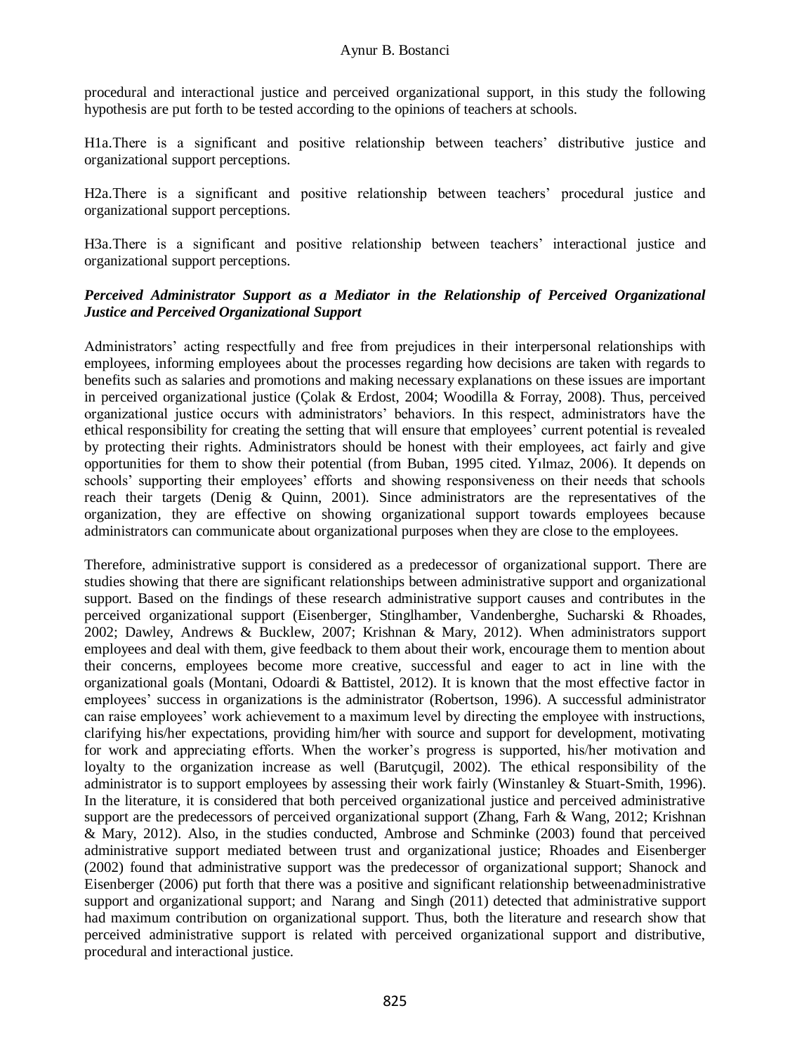procedural and interactional justice and perceived organizational support, in this study the following hypothesis are put forth to be tested according to the opinions of teachers at schools.

H1a.There is a significant and positive relationship between teachers' distributive justice and organizational support perceptions.

H2a.There is a significant and positive relationship between teachers' procedural justice and organizational support perceptions.

H3a.There is a significant and positive relationship between teachers' interactional justice and organizational support perceptions.

### *Perceived Administrator Support as a Mediator in the Relationship of Perceived Organizational Justice and Perceived Organizational Support*

Administrators' acting respectfully and free from prejudices in their interpersonal relationships with employees, informing employees about the processes regarding how decisions are taken with regards to benefits such as salaries and promotions and making necessary explanations on these issues are important in perceived organizational justice (Çolak & Erdost, 2004; Woodilla & Forray, 2008). Thus, perceived organizational justice occurs with administrators' behaviors. In this respect, administrators have the ethical responsibility for creating the setting that will ensure that employees' current potential is revealed by protecting their rights. Administrators should be honest with their employees, act fairly and give opportunities for them to show their potential (from Buban, 1995 cited. Yılmaz, 2006). It depends on schools' supporting their employees' efforts and showing responsiveness on their needs that schools reach their targets (Denig & Quinn, 2001). Since administrators are the representatives of the organization, they are effective on showing organizational support towards employees because administrators can communicate about organizational purposes when they are close to the employees.

Therefore, administrative support is considered as a predecessor of organizational support. There are studies showing that there are significant relationships between administrative support and organizational support. Based on the findings of these research administrative support causes and contributes in the perceived organizational support (Eisenberger, Stinglhamber, Vandenberghe, Sucharski & Rhoades, 2002; Dawley, Andrews & Bucklew, 2007; Krishnan & Mary, 2012). When administrators support employees and deal with them, give feedback to them about their work, encourage them to mention about their concerns, employees become more creative, successful and eager to act in line with the organizational goals (Montani, Odoardi & Battistel, 2012). It is known that the most effective factor in employees' success in organizations is the administrator (Robertson, 1996). A successful administrator can raise employees' work achievement to a maximum level by directing the employee with instructions, clarifying his/her expectations, providing him/her with source and support for development, motivating for work and appreciating efforts. When the worker's progress is supported, his/her motivation and loyalty to the organization increase as well (Barutçugil, 2002). The ethical responsibility of the administrator is to support employees by assessing their work fairly (Winstanley & Stuart-Smith, 1996). In the literature, it is considered that both perceived organizational justice and perceived administrative support are the predecessors of perceived organizational support (Zhang, Farh & Wang, 2012; Krishnan & Mary, 2012). Also, in the studies conducted, Ambrose and Schminke (2003) found that perceived administrative support mediated between trust and organizational justice; Rhoades and Eisenberger (2002) found that administrative support was the predecessor of organizational support; Shanock and Eisenberger (2006) put forth that there was a positive and significant relationship betweenadministrative support and organizational support; and Narang and Singh (2011) detected that administrative support had maximum contribution on organizational support. Thus, both the literature and research show that perceived administrative support is related with perceived organizational support and distributive, procedural and interactional justice.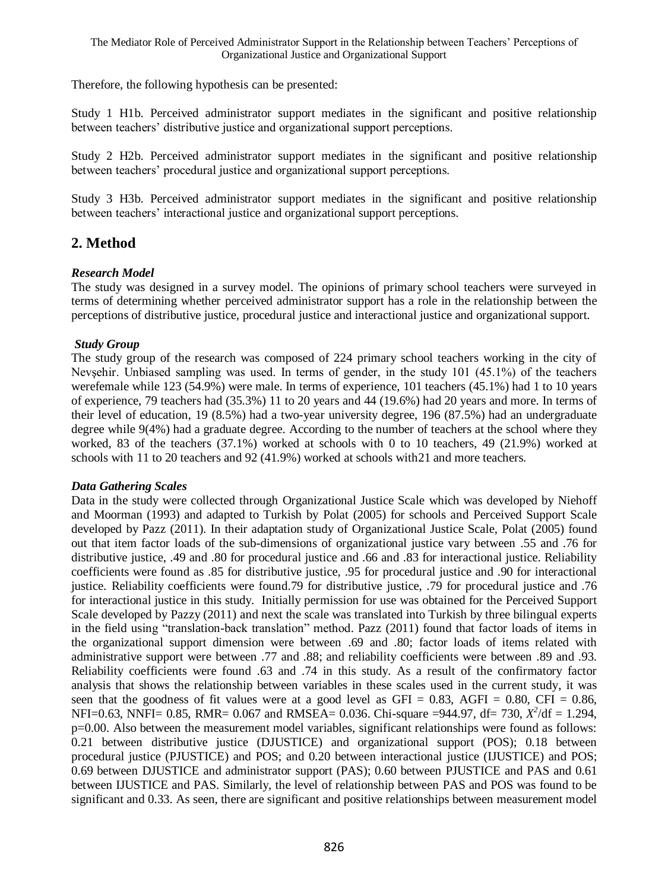Therefore, the following hypothesis can be presented:

Study 1 H1b. Perceived administrator support mediates in the significant and positive relationship between teachers' distributive justice and organizational support perceptions.

Study 2 H2b. Perceived administrator support mediates in the significant and positive relationship between teachers' procedural justice and organizational support perceptions.

Study 3 H3b. Perceived administrator support mediates in the significant and positive relationship between teachers' interactional justice and organizational support perceptions.

## 2. Method

***Research Model***

The study was designed in a survey model. The opinions of primary school teachers were surveyed in terms of determining whether perceived administrator support has a role in the relationship between the perceptions of distributive justice, procedural justice and interactional justice and organizational support.

***Study Group***

The study group of the research was composed of 224 primary school teachers working in the city of Nevşehir. Unbiased sampling was used. In terms of gender, in the study 101 (45.1%) of the teachers werefemale while 123 (54.9%) were male. In terms of experience, 101 teachers (45.1%) had 1 to 10 years of experience, 79 teachers had (35.3%) 11 to 20 years and 44 (19.6%) had 20 years and more. In terms of their level of education, 19 (8.5%) had a two-year university degree, 196 (87.5%) had an undergraduate degree while 9(4%) had a graduate degree. According to the number of teachers at the school where they worked, 83 of the teachers (37.1%) worked at schools with 0 to 10 teachers, 49 (21.9%) worked at schools with 11 to 20 teachers and 92 (41.9%) worked at schools with21 and more teachers.

***Data Gathering Scales***

Data in the study were collected through Organizational Justice Scale which was developed by Niehoff and Moorman (1993) and adapted to Turkish by Polat (2005) for schools and Perceived Support Scale developed by Pazz (2011). In their adaptation study of Organizational Justice Scale, Polat (2005) found out that item factor loads of the sub-dimensions of organizational justice vary between .55 and .76 for distributive justice, .49 and .80 for procedural justice and .66 and .83 for interactional justice. Reliability coefficients were found as .85 for distributive justice, .95 for procedural justice and .90 for interactional justice. Reliability coefficients were found.79 for distributive justice, .79 for procedural justice and .76 for interactional justice in this study. Initially permission for use was obtained for the Perceived Support Scale developed by Pazzy (2011) and next the scale was translated into Turkish by three bilingual experts in the field using "translation-back translation" method. Pazz (2011) found that factor loads of items in the organizational support dimension were between .69 and .80; factor loads of items related with administrative support were between .77 and .88; and reliability coefficients were between .89 and .93. Reliability coefficients were found .63 and .74 in this study. As a result of the confirmatory factor analysis that shows the relationship between variables in these scales used in the current study, it was seen that the goodness of fit values were at a good level as GFI = 0.83, AGFI = 0.80, CFI = 0.86, NFI=0.63, NNFI= 0.85, RMR= 0.067 and RMSEA= 0.036. Chi-square =944.97, df= 730, $X^2$/df = 1.294, p=0.00. Also between the measurement model variables, significant relationships were found as follows: 0.21 between distributive justice (DJUSTICE) and organizational support (POS); 0.18 between procedural justice (PJUSTICE) and POS; and 0.20 between interactional justice (IJUSTICE) and POS; 0.69 between DJUSTICE and administrator support (PAS); 0.60 between PJUSTICE and PAS and 0.61 between IJUSTICE and PAS. Similarly, the level of relationship between PAS and POS was found to be significant and 0.33. As seen, there are significant and positive relationships between measurement model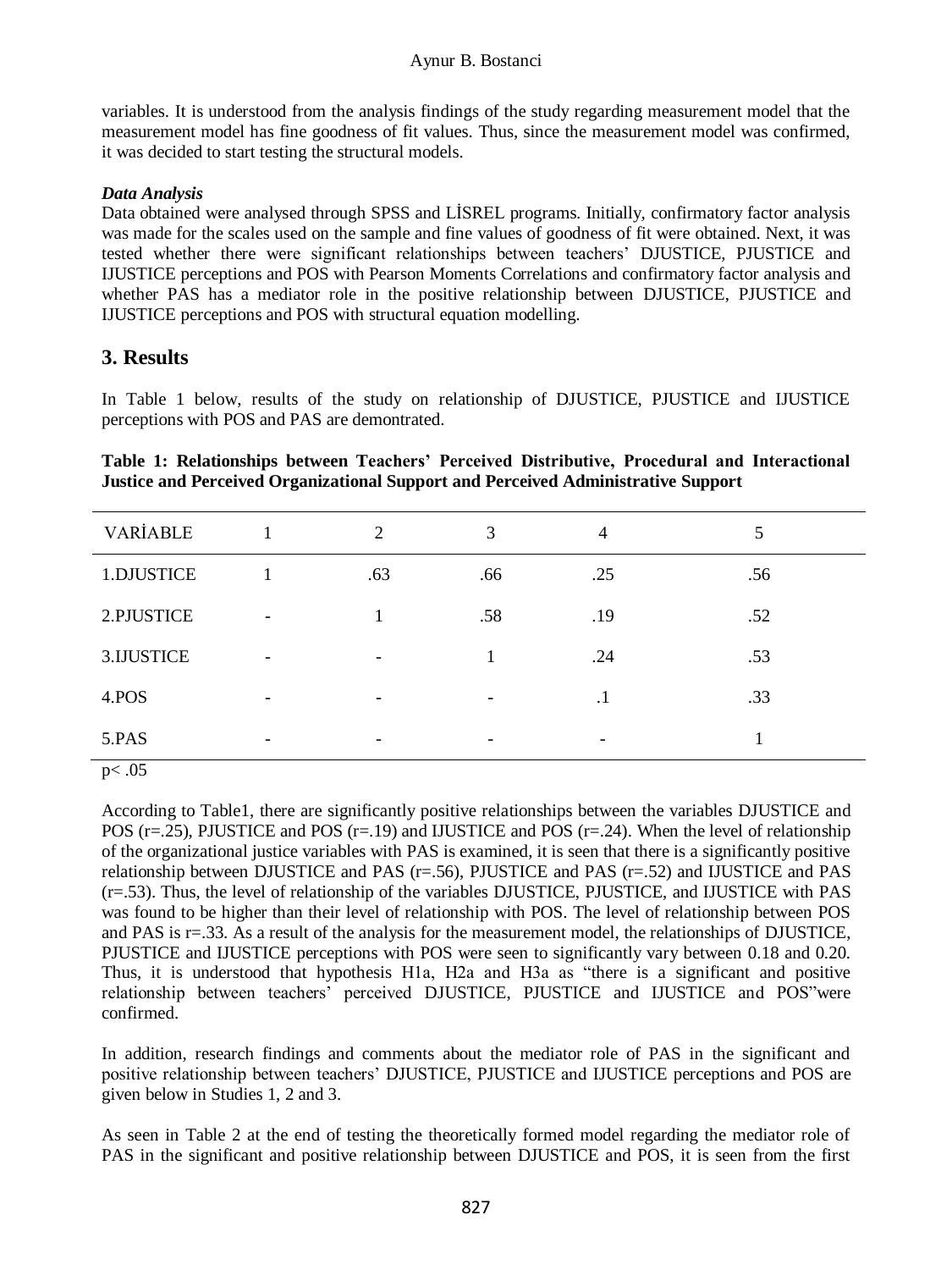variables. It is understood from the analysis findings of the study regarding measurement model that the measurement model has fine goodness of fit values. Thus, since the measurement model was confirmed, it was decided to start testing the structural models.

***Data Analysis***

Data obtained were analysed through SPSS and LİSREL programs. Initially, confirmatory factor analysis was made for the scales used on the sample and fine values of goodness of fit were obtained. Next, it was tested whether there were significant relationships between teachers' DJUSTICE, PJUSTICE and IJUSTICE perceptions and POS with Pearson Moments Correlations and confirmatory factor analysis and whether PAS has a mediator role in the positive relationship between DJUSTICE, PJUSTICE and IJUSTICE perceptions and POS with structural equation modelling.

## 3. Results

In Table 1 below, results of the study on relationship of DJUSTICE, PJUSTICE and IJUSTICE perceptions with POS and PAS are demontrated.

**Table 1: Relationships between Teachers' Perceived Distributive, Procedural and Interactional Justice and Perceived Organizational Support and Perceived Administrative Support**

| VARİABLE | 1 | 2 | 3 | 4 | 5 |
|---|---|---|---|---|---|
| 1.DJUSTICE | 1 | .63 | .66 | .25 | .56 |
| 2.PJUSTICE | - | 1 | .58 | .19 | .52 |
| 3.IJUSTICE | - | - | 1 | .24 | .53 |
| 4.POS | - | - | - | .1 | .33 |
| 5.PAS | - | - | - | - | 1 |

$p < .05$

According to Table1, there are significantly positive relationships between the variables DJUSTICE and POS (r=.25), PJUSTICE and POS (r=.19) and IJUSTICE and POS (r=.24). When the level of relationship of the organizational justice variables with PAS is examined, it is seen that there is a significantly positive relationship between DJUSTICE and PAS (r=.56), PJUSTICE and PAS (r=.52) and IJUSTICE and PAS (r=.53). Thus, the level of relationship of the variables DJUSTICE, PJUSTICE, and IJUSTICE with PAS was found to be higher than their level of relationship with POS. The level of relationship between POS and PAS is r=.33. As a result of the analysis for the measurement model, the relationships of DJUSTICE, PJUSTICE and IJUSTICE perceptions with POS were seen to significantly vary between 0.18 and 0.20. Thus, it is understood that hypothesis H1a, H2a and H3a as "there is a significant and positive relationship between teachers' perceived DJUSTICE, PJUSTICE and IJUSTICE and POS"were confirmed.

In addition, research findings and comments about the mediator role of PAS in the significant and positive relationship between teachers' DJUSTICE, PJUSTICE and IJUSTICE perceptions and POS are given below in Studies 1, 2 and 3.

As seen in Table 2 at the end of testing the theoretically formed model regarding the mediator role of PAS in the significant and positive relationship between DJUSTICE and POS, it is seen from the first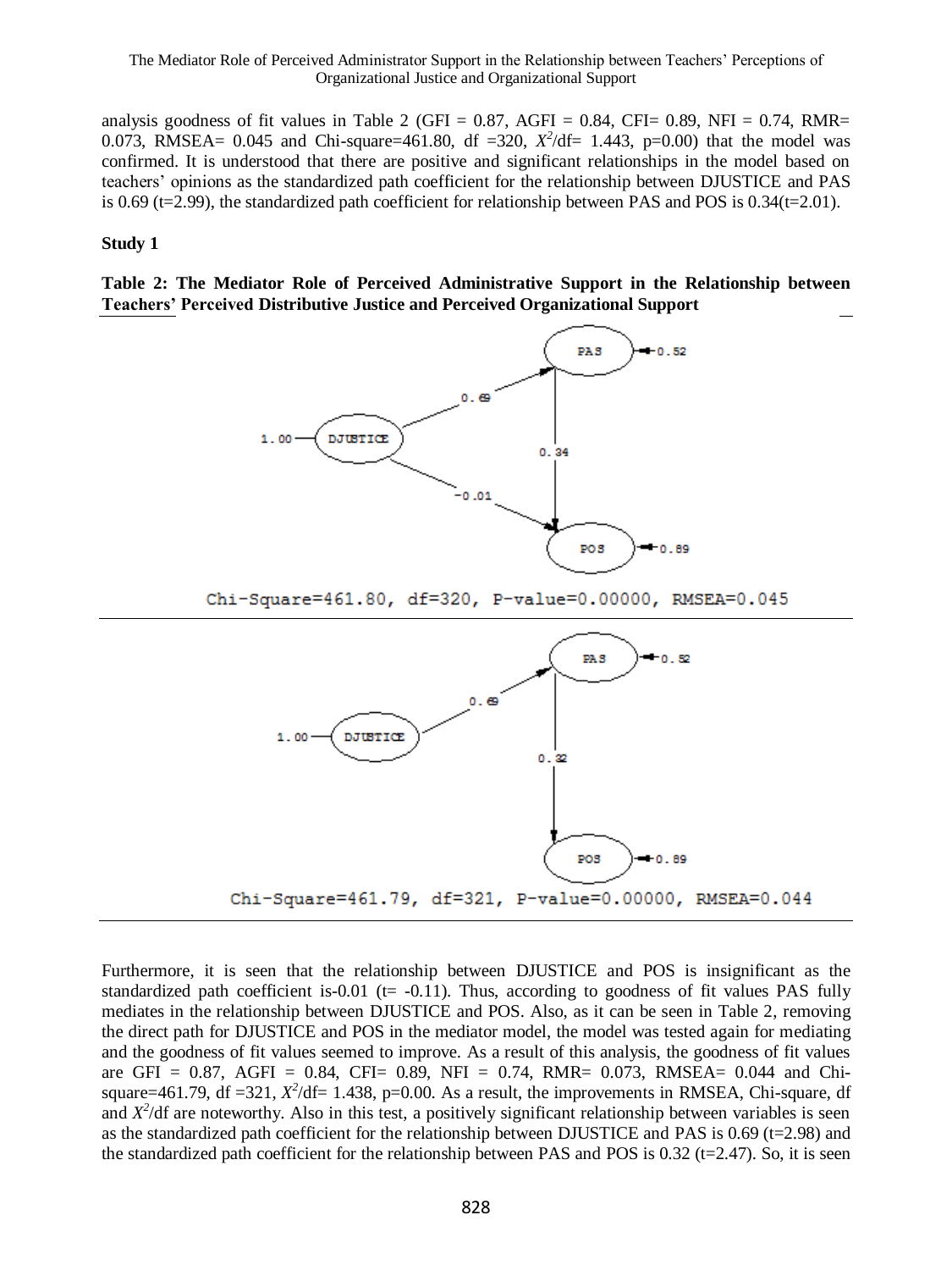analysis goodness of fit values in Table 2 (GFI = 0.87, AGFI = 0.84, CFI= 0.89, NFI = 0.74, RMR= 0.073, RMSEA= 0.045 and Chi-square=461.80, df =320, $X^2$/df= 1.443, p=0.00) that the model was confirmed. It is understood that there are positive and significant relationships in the model based on teachers' opinions as the standardized path coefficient for the relationship between DJUSTICE and PAS is 0.69 (t=2.99), the standardized path coefficient for relationship between PAS and POS is 0.34(t=2.01).

**Study 1**

**Table 2: The Mediator Role of Perceived Administrative Support in the Relationship between Teachers' Perceived Distributive Justice and Perceived Organizational Support**

Chi-Square=461.80, df=320, P-value=0.00000, RMSEA=0.045

Chi-Square=461.79, df=321, P-value=0.00000, RMSEA=0.044

Furthermore, it is seen that the relationship between DJUSTICE and POS is insignificant as the standardized path coefficient is-0.01 (t= -0.11). Thus, according to goodness of fit values PAS fully mediates in the relationship between DJUSTICE and POS. Also, as it can be seen in Table 2, removing the direct path for DJUSTICE and POS in the mediator model, the model was tested again for mediating and the goodness of fit values seemed to improve. As a result of this analysis, the goodness of fit values are GFI = 0.87, AGFI = 0.84, CFI= 0.89, NFI = 0.74, RMR= 0.073, RMSEA= 0.044 and Chi-square=461.79, df =321, $X^2$/df= 1.438, p=0.00. As a result, the improvements in RMSEA, Chi-square, df and $X^2$/df are noteworthy. Also in this test, a positively significant relationship between variables is seen as the standardized path coefficient for the relationship between DJUSTICE and PAS is 0.69 (t=2.98) and the standardized path coefficient for the relationship between PAS and POS is 0.32 (t=2.47). So, it is seen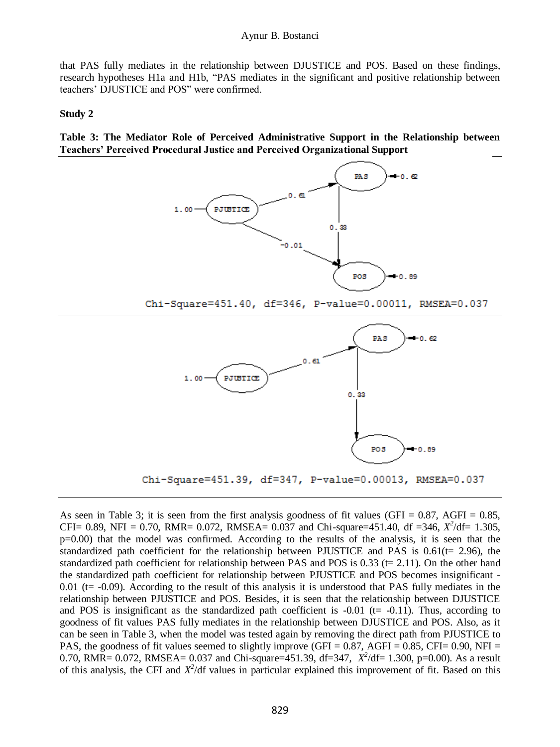that PAS fully mediates in the relationship between DJUSTICE and POS. Based on these findings, research hypotheses H1a and H1b, "PAS mediates in the significant and positive relationship between teachers' DJUSTICE and POS" were confirmed.

**Study 2**

**Table 3: The Mediator Role of Perceived Administrative Support in the Relationship between Teachers' Perceived Procedural Justice and Perceived Organizational Support**

Chi-Square=451.40, df=346, P-value=0.00011, RMSEA=0.037

Chi-Square=451.39, df=347, P-value=0.00013, RMSEA=0.037

As seen in Table 3; it is seen from the first analysis goodness of fit values (GFI = 0.87, AGFI = 0.85, CFI= 0.89, NFI = 0.70, RMR= 0.072, RMSEA= 0.037 and Chi-square=451.40, df =346, $X^2$/df= 1.305, p=0.00) that the model was confirmed. According to the results of the analysis, it is seen that the standardized path coefficient for the relationship between PJUSTICE and PAS is 0.61(t= 2.96), the standardized path coefficient for relationship between PAS and POS is 0.33 (t= 2.11). On the other hand the standardized path coefficient for relationship between PJUSTICE and POS becomes insignificant -0.01 (t= -0.09). According to the result of this analysis it is understood that PAS fully mediates in the relationship between PJUSTICE and POS. Besides, it is seen that the relationship between DJUSTICE and POS is insignificant as the standardized path coefficient is -0.01 (t= -0.11). Thus, according to goodness of fit values PAS fully mediates in the relationship between DJUSTICE and POS. Also, as it can be seen in Table 3, when the model was tested again by removing the direct path from PJUSTICE to PAS, the goodness of fit values seemed to slightly improve (GFI = 0.87, AGFI = 0.85, CFI= 0.90, NFI = 0.70, RMR= 0.072, RMSEA= 0.037 and Chi-square=451.39, df=347, $X^2$/df= 1.300, p=0.00). As a result of this analysis, the CFI and $X^2$/df values in particular explained this improvement of fit. Based on this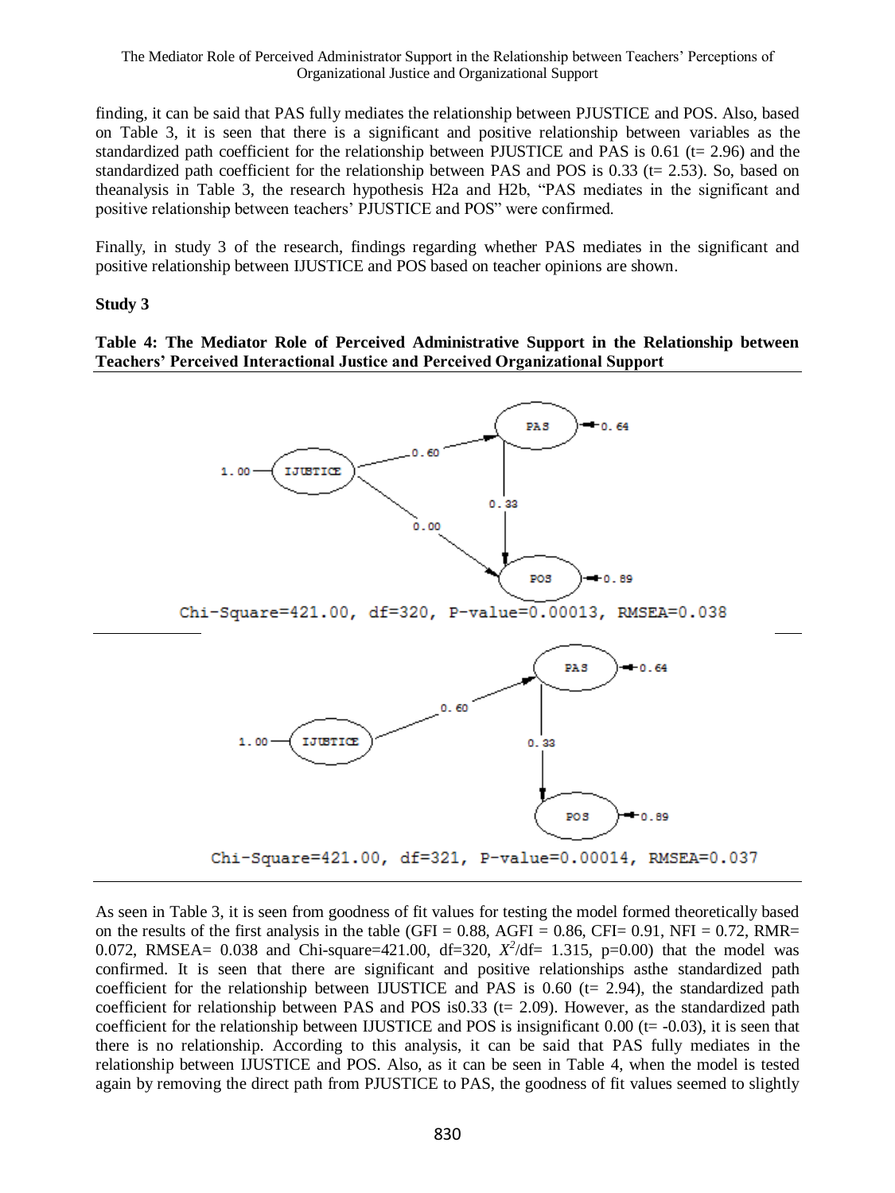finding, it can be said that PAS fully mediates the relationship between PJUSTICE and POS. Also, based on Table 3, it is seen that there is a significant and positive relationship between variables as the standardized path coefficient for the relationship between PJUSTICE and PAS is 0.61 (t= 2.96) and the standardized path coefficient for the relationship between PAS and POS is 0.33 (t= 2.53). So, based on theanalysis in Table 3, the research hypothesis H2a and H2b, "PAS mediates in the significant and positive relationship between teachers' PJUSTICE and POS" were confirmed.

Finally, in study 3 of the research, findings regarding whether PAS mediates in the significant and positive relationship between IJUSTICE and POS based on teacher opinions are shown.

**Study 3**

**Table 4: The Mediator Role of Perceived Administrative Support in the Relationship between Teachers' Perceived Interactional Justice and Perceived Organizational Support**

Chi-Square=421.00, df=320, P-value=0.00013, RMSEA=0.038

Chi-Square=421.00, df=321, P-value=0.00014, RMSEA=0.037

As seen in Table 3, it is seen from goodness of fit values for testing the model formed theoretically based on the results of the first analysis in the table (GFI = 0.88, AGFI = 0.86, CFI= 0.91, NFI = 0.72, RMR= 0.072, RMSEA= 0.038 and Chi-square=421.00, df=320, $X^2$/df= 1.315, p=0.00) that the model was confirmed. It is seen that there are significant and positive relationships asthe standardized path coefficient for the relationship between IJUSTICE and PAS is 0.60 (t= 2.94), the standardized path coefficient for relationship between PAS and POS is0.33 (t= 2.09). However, as the standardized path coefficient for the relationship between IJUSTICE and POS is insignificant 0.00 (t= -0.03), it is seen that there is no relationship. According to this analysis, it can be said that PAS fully mediates in the relationship between IJUSTICE and POS. Also, as it can be seen in Table 4, when the model is tested again by removing the direct path from PJUSTICE to PAS, the goodness of fit values seemed to slightly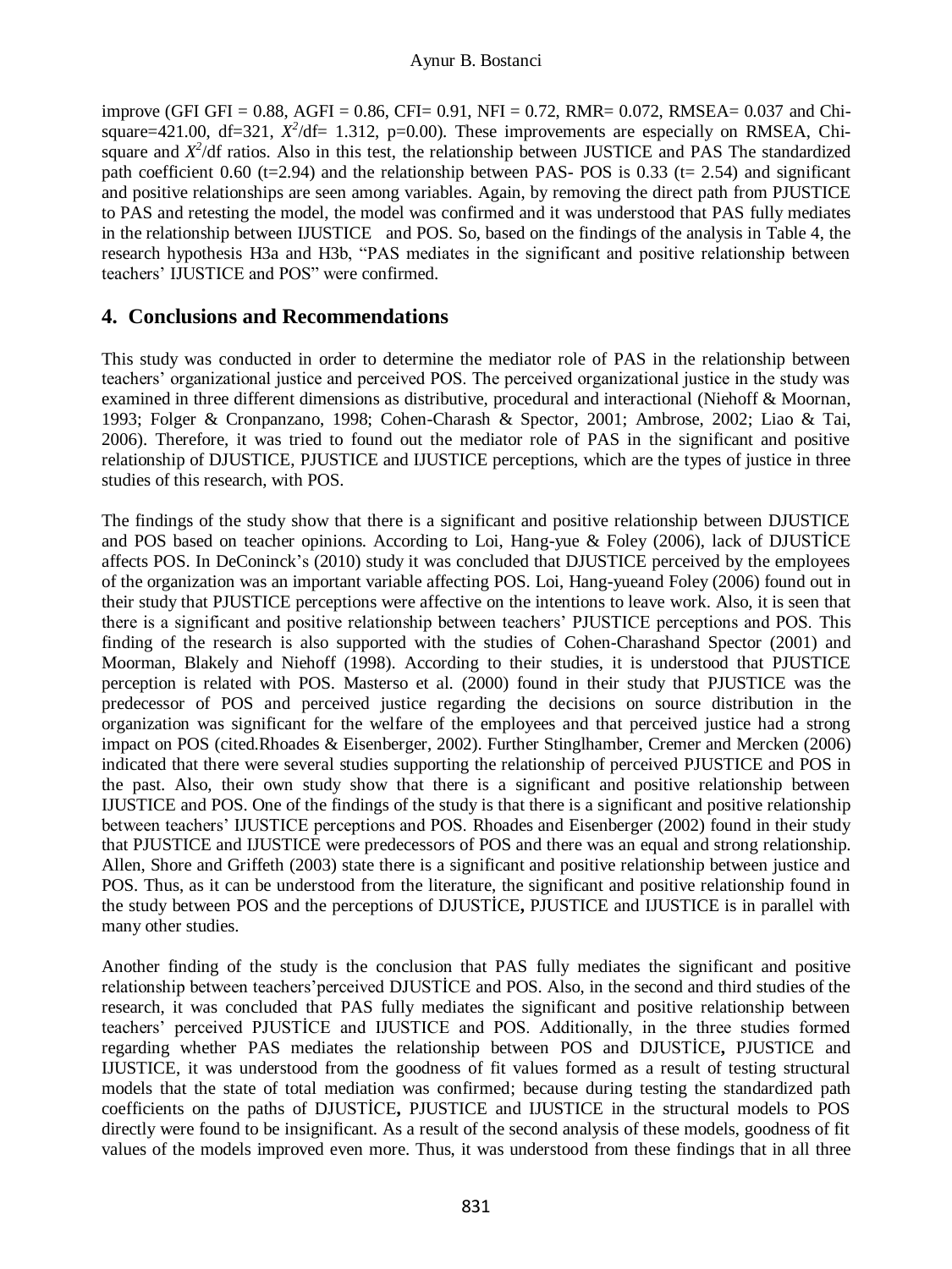improve (GFI GFI = 0.88, AGFI = 0.86, CFI= 0.91, NFI = 0.72, RMR= 0.072, RMSEA= 0.037 and Chi-square=421.00, df=321, $X^2$/df= 1.312, p=0.00). These improvements are especially on RMSEA, Chi-square and $X^2$/df ratios. Also in this test, the relationship between JUSTICE and PAS The standardized path coefficient 0.60 (t=2.94) and the relationship between PAS- POS is 0.33 (t= 2.54) and significant and positive relationships are seen among variables. Again, by removing the direct path from PJUSTICE to PAS and retesting the model, the model was confirmed and it was understood that PAS fully mediates in the relationship between IJUSTICE and POS. So, based on the findings of the analysis in Table 4, the research hypothesis H3a and H3b, "PAS mediates in the significant and positive relationship between teachers' IJUSTICE and POS" were confirmed.

## 4. Conclusions and Recommendations

This study was conducted in order to determine the mediator role of PAS in the relationship between teachers' organizational justice and perceived POS. The perceived organizational justice in the study was examined in three different dimensions as distributive, procedural and interactional (Niehoff & Moornan, 1993; Folger & Cronpanzano, 1998; Cohen-Charash & Spector, 2001; Ambrose, 2002; Liao & Tai, 2006). Therefore, it was tried to found out the mediator role of PAS in the significant and positive relationship of DJUSTICE, PJUSTICE and IJUSTICE perceptions, which are the types of justice in three studies of this research, with POS.

The findings of the study show that there is a significant and positive relationship between DJUSTICE and POS based on teacher opinions. According to Loi, Hang-yue & Foley (2006), lack of DJUSTİCE affects POS. In DeConinck's (2010) study it was concluded that DJUSTICE perceived by the employees of the organization was an important variable affecting POS. Loi, Hang-yueand Foley (2006) found out in their study that PJUSTICE perceptions were affective on the intentions to leave work. Also, it is seen that there is a significant and positive relationship between teachers' PJUSTICE perceptions and POS. This finding of the research is also supported with the studies of Cohen-Charashand Spector (2001) and Moorman, Blakely and Niehoff (1998). According to their studies, it is understood that PJUSTICE perception is related with POS. Mastersо et al. (2000) found in their study that PJUSTICE was the predecessor of POS and perceived justice regarding the decisions on source distribution in the organization was significant for the welfare of the employees and that perceived justice had a strong impact on POS (cited.Rhoades & Eisenberger, 2002). Further Stinglhamber, Cremer and Mercken (2006) indicated that there were several studies supporting the relationship of perceived PJUSTICE and POS in the past. Also, their own study show that there is a significant and positive relationship between IJUSTICE and POS. One of the findings of the study is that there is a significant and positive relationship between teachers' IJUSTICE perceptions and POS. Rhoades and Eisenberger (2002) found in their study that PJUSTICE and IJUSTICE were predecessors of POS and there was an equal and strong relationship. Allen, Shore and Griffeth (2003) state there is a significant and positive relationship between justice and POS. Thus, as it can be understood from the literature, the significant and positive relationship found in the study between POS and the perceptions of DJUSTİCE**,** PJUSTICE and IJUSTICE is in parallel with many other studies.

Another finding of the study is the conclusion that PAS fully mediates the significant and positive relationship between teachers'perceived DJUSTİCE and POS. Also, in the second and third studies of the research, it was concluded that PAS fully mediates the significant and positive relationship between teachers' perceived PJUSTİCE and IJUSTICE and POS. Additionally, in the three studies formed regarding whether PAS mediates the relationship between POS and DJUSTİCE**,** PJUSTICE and IJUSTICE, it was understood from the goodness of fit values formed as a result of testing structural models that the state of total mediation was confirmed; because during testing the standardized path coefficients on the paths of DJUSTİCE**,** PJUSTICE and IJUSTICE in the structural models to POS directly were found to be insignificant. As a result of the second analysis of these models, goodness of fit values of the models improved even more. Thus, it was understood from these findings that in all three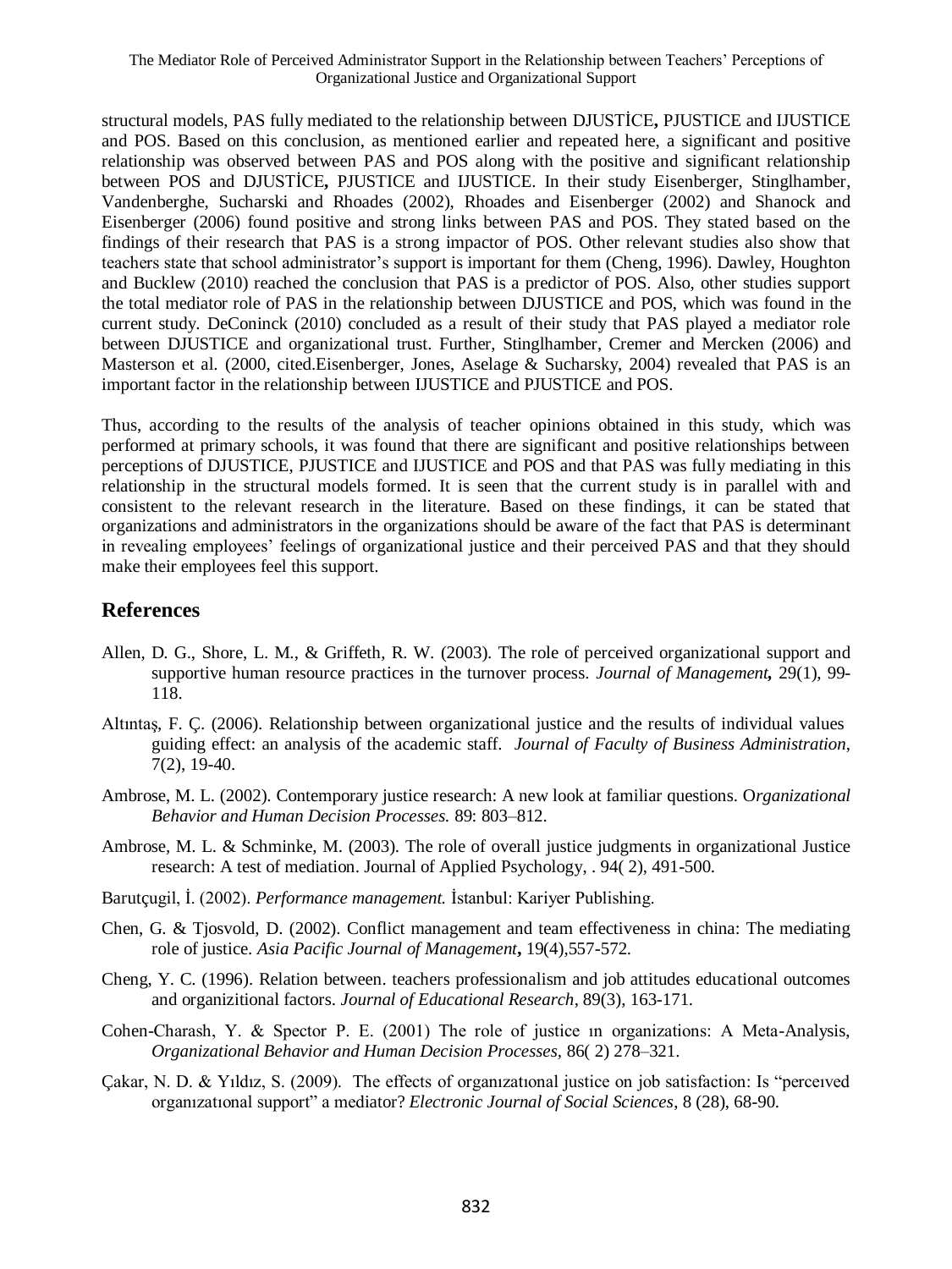structural models, PAS fully mediated to the relationship between DJUSTİCE**,** PJUSTICE and IJUSTICE and POS. Based on this conclusion, as mentioned earlier and repeated here, a significant and positive relationship was observed between PAS and POS along with the positive and significant relationship between POS and DJUSTİCE**,** PJUSTICE and IJUSTICE. In their study Eisenberger, Stinglhamber, Vandenberghe, Sucharski and Rhoades (2002), Rhoades and Eisenberger (2002) and Shanock and Eisenberger (2006) found positive and strong links between PAS and POS. They stated based on the findings of their research that PAS is a strong impactor of POS. Other relevant studies also show that teachers state that school administrator's support is important for them (Cheng, 1996). Dawley, Houghton and Bucklew (2010) reached the conclusion that PAS is a predictor of POS. Also, other studies support the total mediator role of PAS in the relationship between DJUSTICE and POS, which was found in the current study. DeConinck (2010) concluded as a result of their study that PAS played a mediator role between DJUSTICE and organizational trust. Further, Stinglhamber, Cremer and Mercken (2006) and Masterson et al. (2000, cited.Eisenberger, Jones, Aselage & Sucharsky, 2004) revealed that PAS is an important factor in the relationship between IJUSTICE and PJUSTICE and POS.

Thus, according to the results of the analysis of teacher opinions obtained in this study, which was performed at primary schools, it was found that there are significant and positive relationships between perceptions of DJUSTICE, PJUSTICE and IJUSTICE and POS and that PAS was fully mediating in this relationship in the structural models formed. It is seen that the current study is in parallel with and consistent to the relevant research in the literature. Based on these findings, it can be stated that organizations and administrators in the organizations should be aware of the fact that PAS is determinant in revealing employees' feelings of organizational justice and their perceived PAS and that they should make their employees feel this support.

## References

Allen, D. G., Shore, L. M., & Griffeth, R. W. (2003). The role of perceived organizational support and supportive human resource practices in the turnover process. *Journal of Management***,** 29(1), 99-118.

Altıntaş, F. Ç. (2006). Relationship between organizational justice and the results of individual values guiding effect: an analysis of the academic staff. *Journal of Faculty of Business Administration*, 7(2), 19-40.

Ambrose, M. L. (2002). Contemporary justice research: A new look at familiar questions. O*rganizational Behavior and Human Decision Processes.* 89: 803–812.

Ambrose, M. L. & Schminke, M. (2003). The role of overall justice judgments in organizational Justice research: A test of mediation. Journal of Applied Psychology, . 94( 2), 491-500.

Barutçugil, İ. (2002). *Performance management.* İstanbul: Kariyer Publishing.

Chen, G. & Tjosvold, D. (2002). Conflict management and team effectiveness in china: The mediating role of justice. *Asia Pacific Journal of Management***,** 19(4),557-572.

Cheng, Y. C. (1996). Relation between. teachers professionalism and job attitudes educational outcomes and organizitional factors. *Journal of Educational Research*, 89(3), 163-171.

Cohen-Charash, Y. & Spector P. E. (2001) The role of justice ın organizations: A Meta-Analysis, *Organizational Behavior and Human Decision Processes,* 86( 2) 278–321.

Çakar, N. D. & Yıldız, S. (2009). The effects of organızatıonal justice on job satisfaction: Is "perceıved organızatıonal support" a mediator? *Electronic Journal of Social Sciences,* 8 (28), 68-90.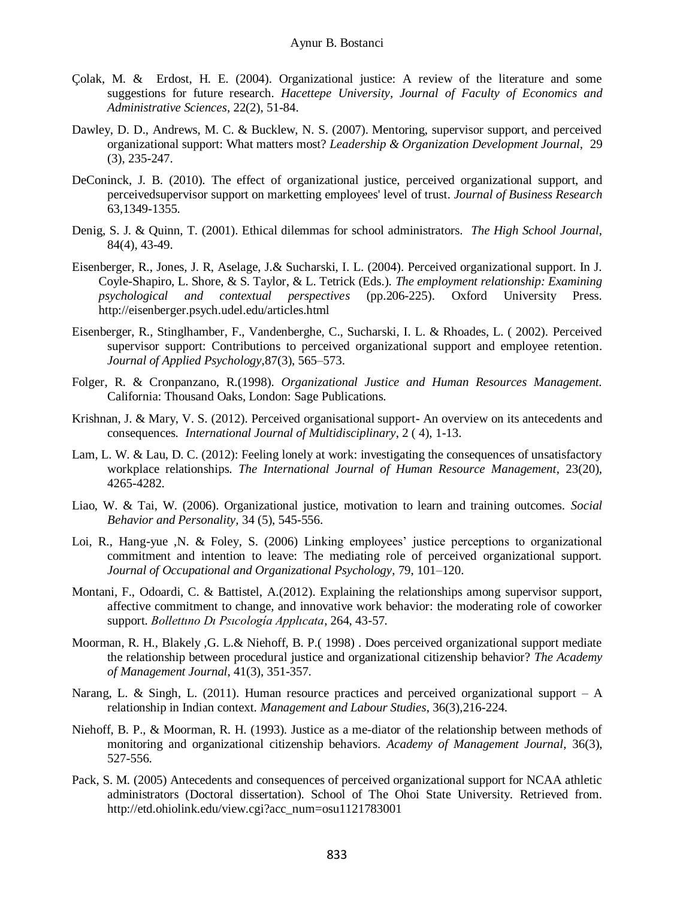Çolak, M. & Erdost, H. E. (2004). Organizational justice: A review of the literature and some suggestions for future research. *Hacettepe University, Journal of Faculty of Economics and Administrative Sciences*, 22(2), 51-84.

Dawley, D. D., Andrews, M. C. & Bucklew, N. S. (2007). Mentoring, supervisor support, and perceived organizational support: What matters most? *Leadership & Organization Development Journal*, 29 (3), 235-247.

DeConinck, J. B. (2010). The effect of organizational justice, perceived organizational support, and perceivedsupervisor support on marketting employees' level of trust. *Journal of Business Research* 63,1349-1355.

Denig, S. J. & Quinn, T. (2001). Ethical dilemmas for school administrators. *The High School Journal*, 84(4), 43-49.

Eisenberger, R., Jones, J. R, Aselage, J.& Sucharski, I. L. (2004). Perceived organizational support. In J. Coyle-Shapiro, L. Shore, & S. Taylor, & L. Tetrick (Eds.). *The employment relationship: Examining psychological and contextual perspectives* (pp.206-225). Oxford University Press. http://eisenberger.psych.udel.edu/articles.html

Eisenberger, R., Stinglhamber, F., Vandenberghe, C., Sucharski, I. L. & Rhoades, L. ( 2002). Perceived supervisor support: Contributions to perceived organizational support and employee retention. *Journal of Applied Psychology*,87(3), 565–573.

Folger, R. & Cronpanzano, R.(1998). *Organizational Justice and Human Resources Management.* California: Thousand Oaks, London: Sage Publications.

Krishnan, J. & Mary, V. S. (2012). Perceived organisational support- An overview on its antecedents and consequences. *International Journal of Multidisciplinary*, 2 ( 4), 1-13.

Lam, L. W. & Lau, D. C. (2012): Feeling lonely at work: investigating the consequences of unsatisfactory workplace relationships. *The International Journal of Human Resource Management*, 23(20), 4265-4282.

Liao, W. & Tai, W. (2006). Organizational justice, motivation to learn and training outcomes. *Social Behavior and Personality,* 34 (5), 545-556.

Loi, R., Hang-yue ,N. & Foley, S. (2006) Linking employees' justice perceptions to organizational commitment and intention to leave: The mediating role of perceived organizational support. *Journal of Occupational and Organizational Psychology*, 79, 101–120.

Montani, F., Odoardi, C. & Battistel, A.(2012). Explaining the relationships among supervisor support, affective commitment to change, and innovative work behavior: the moderating role of coworker support. *Bollettıno Dı Psıcología Applıcata*, 264, 43-57.

Moorman, R. H., Blakely ,G. L.& Niehoff, B. P.( 1998) . Does perceived organizational support mediate the relationship between procedural justice and organizational citizenship behavior? *The Academy of Management Journal*, 41(3), 351-357.

Narang, L. & Singh, L. (2011). Human resource practices and perceived organizational support – A relationship in Indian context. *Management and Labour Studies*, 36(3),216-224.

Niehoff, B. P., & Moorman, R. H. (1993). Justice as a me-diator of the relationship between methods of monitoring and organizational citizenship behaviors. *Academy of Management Journal*, 36(3), 527-556.

Pack, S. M. (2005) Antecedents and consequences of perceived organizational support for NCAA athletic administrators (Doctoral dissertation). School of The Ohoi State University. Retrieved from. http://etd.ohiolink.edu/view.cgi?acc_num=osu1121783001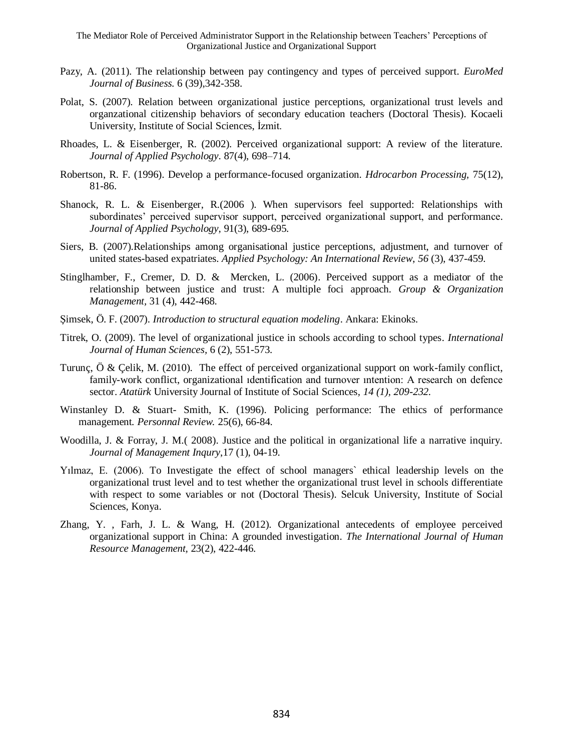Pazy, A. (2011). The relationship between pay contingency and types of perceived support. *EuroMed Journal of Business.* 6 (39),342-358.

Polat, S. (2007). Relation between organizational justice perceptions, organizational trust levels and organzational citizenship behaviors of secondary education teachers (Doctoral Thesis). Kocaeli University, Institute of Social Sciences, İzmit.

Rhoades, L. & Eisenberger, R. (2002). Perceived organizational support: A review of the literature. *Journal of Applied Psychology*. 87(4), 698–714.

Robertson, R. F. (1996). Develop a performance-focused organization. *Hdrocarbon Processing,* 75(12), 81-86.

Shanock, R. L. & Eisenberger, R.(2006 ). When supervisors feel supported: Relationships with subordinates' perceived supervisor support, perceived organizational support, and performance. *Journal of Applied Psychology*, 91(3), 689-695.

Siers, B. (2007).Relationships among organisational justice perceptions, adjustment, and turnover of united states-based expatriates. *Applied Psychology: An International Review, 56* (3), 437-459.

Stinglhamber, F., Cremer, D. D. & Mercken, L. (2006). Perceived support as a mediator of the relationship between justice and trust: A multiple foci approach. *Group & Organization Management*, 31 (4), 442-468.

Şimsek, Ö. F. (2007). *Introduction to structural equation modeling*. Ankara: Ekinoks.

Titrek, O. (2009). The level of organizational justice in schools according to school types. *International Journal of Human Sciences*, 6 (2), 551-573.

Turunç, Ö & Çelik, M. (2010). The effect of perceived organizational support on work-family conflict, family-work conflict, organizational ıdentification and turnover ıntention: A research on defence sector. *Atatürk* University Journal of Institute of Social Sciences*, 14 (1), 209-232.*

Winstanley D. & Stuart- Smith, K. (1996). Policing performance: The ethics of performance management. *Personnal Review.* 25(6), 66-84.

Woodilla, J. & Forray, J. M.( 2008). Justice and the political in organizational life a narrative inquiry. *Journal of Management Inqury*,17 (1), 04-19.

Yılmaz, E. (2006). To Investigate the effect of school managers` ethical leadership levels on the organizational trust level and to test whether the organizational trust level in schools differentiate with respect to some variables or not (Doctoral Thesis). Selcuk University, Institute of Social Sciences, Konya.

Zhang, Y. , Farh, J. L. & Wang, H. (2012). Organizational antecedents of employee perceived organizational support in China: A grounded investigation. *The International Journal of Human Resource Management,* 23(2), 422-446.